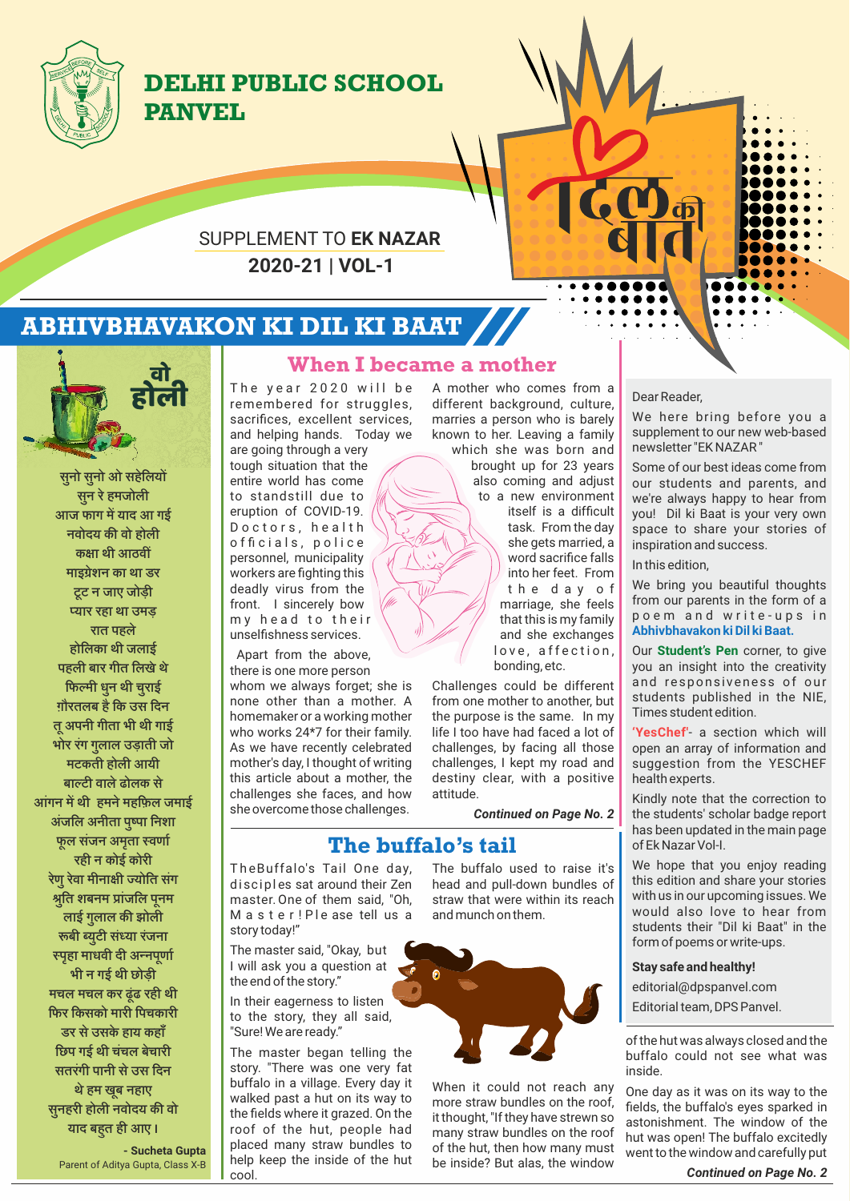# DELHI PUBLIC SCHOOL PANVEL

SUPPLEMENT TO **EK NAZAR**
**2020-21 | VOL-1**

दिल की बात

# ABHIVBHAVAKON KI DIL KI BAAT

## वो होली

सुनो सुनो ओ सहेलियों
सुन रे हमजोली
आज फाग में याद आ गई
नवोदय की वो होली
कक्षा थी आठवीं
माइग्रेशन का था डर
टूट न जाए जोड़ी
प्यार रहा था उमड़
रात पहले
होलिका थी जलाई
पहली बार गीत लिखे थे
फिल्मी धुन थी चुराई
ग़ौरतलब है कि उस दिन
तू अपनी गीता भी थी गाई
भोर रंग गुलाल उड़ाती जो
मटकती होली आयी
बाल्टी वाले ढोलक से
आंगन में थी हमने महफ़िल जमाई
अंजलि अनीता पुष्पा निशा
फूल संजन अमृता स्वर्णा
रही न कोई कोरी
रेणु रेवा मीनाक्षी ज्योति संग
श्रुति शबनम प्रांजलि पूनम
लाई गुलाल की झोली
रुबी ब्युटी संध्या रंजना
स्पृहा माधवी दी अन्नपूर्णा
भी न गई थी छोड़ी
मचल मचल कर ढूंढ रही थी
फिर किसको मारी पिचकारी
डर से उसके हाय कहाँ
छिप गई थी चंचल बेचारी
सतरंगी पानी से उस दिन
थे हम खूब नहाए
सुनहरी होली नवोदय की वो
याद बहुत ही आए।

**- Sucheta Gupta**
Parent of Aditya Gupta, Class X-B

## When I became a mother

The year 2020 will be remembered for struggles, sacrifices, excellent services, and helping hands. Today we are going through a very tough situation that the entire world has come to standstill due to eruption of COVID-19. Doctors, health officials, police personnel, municipality workers are fighting this deadly virus from the front. I sincerely bow my head to their unselfishness services.

Apart from the above, there is one more person whom we always forget; she is none other than a mother. A homemaker or a working mother who works 24*7 for their family. As we have recently celebrated mother's day, I thought of writing this article about a mother, the challenges she faces, and how she overcome those challenges.

A mother who comes from a different background, culture, marries a person who is barely known to her. Leaving a family which she was born and brought up for 23 years also coming and adjust to a new environment itself is a difficult task. From the day she gets married, a word sacrifice falls into her feet. From the day of marriage, she feels that this is my family and she exchanges love, affection, bonding, etc.

Challenges could be different from one mother to another, but the purpose is the same. In my life I too have had faced a lot of challenges, by facing all those challenges, I kept my road and destiny clear, with a positive attitude.

***Continued on Page No. 2***

## The buffalo's tail

TheBuffalo's Tail One day, disciples sat around their Zen master. One of them said, "Oh, Master! Please tell us a story today!"

The master said, "Okay, but I will ask you a question at the end of the story."

In their eagerness to listen to the story, they all said, "Sure! We are ready."

The master began telling the story. "There was one very fat buffalo in a village. Every day it walked past a hut on its way to the fields where it grazed. On the roof of the hut, people had placed many straw bundles to help keep the inside of the hut cool.

The buffalo used to raise it's head and pull-down bundles of straw that were within its reach and munch on them.

When it could not reach any more straw bundles on the roof, it thought, "If they have strewn so many straw bundles on the roof of the hut, then how many must be inside? But alas, the window of the hut was always closed and the buffalo could not see what was inside.

One day as it was on its way to the fields, the buffalo's eyes sparked in astonishment. The window of the hut was open! The buffalo excitedly went to the window and carefully put

***Continued on Page No. 2***

---

Dear Reader,

We here bring before you a supplement to our new web-based newsletter "EK NAZAR"

Some of our best ideas come from our students and parents, and we're always happy to hear from you! Dil ki Baat is your very own space to share your stories of inspiration and success.

In this edition,

We bring you beautiful thoughts from our parents in the form of a poem and write-ups in **Abhivbhavakon ki Dil ki Baat.**

Our **Student's Pen** corner, to give you an insight into the creativity and responsiveness of our students published in the NIE, Times student edition.

**'YesChef'**- a section which will open an array of information and suggestion from the YESCHEF health experts.

Kindly note that the correction to the students' scholar badge report has been updated in the main page of Ek Nazar Vol-I.

We hope that you enjoy reading this edition and share your stories with us in our upcoming issues. We would also love to hear from students their "Dil ki Baat" in the form of poems or write-ups.

**Stay safe and healthy!**

editorial@dpspanvel.com
Editorial team, DPS Panvel.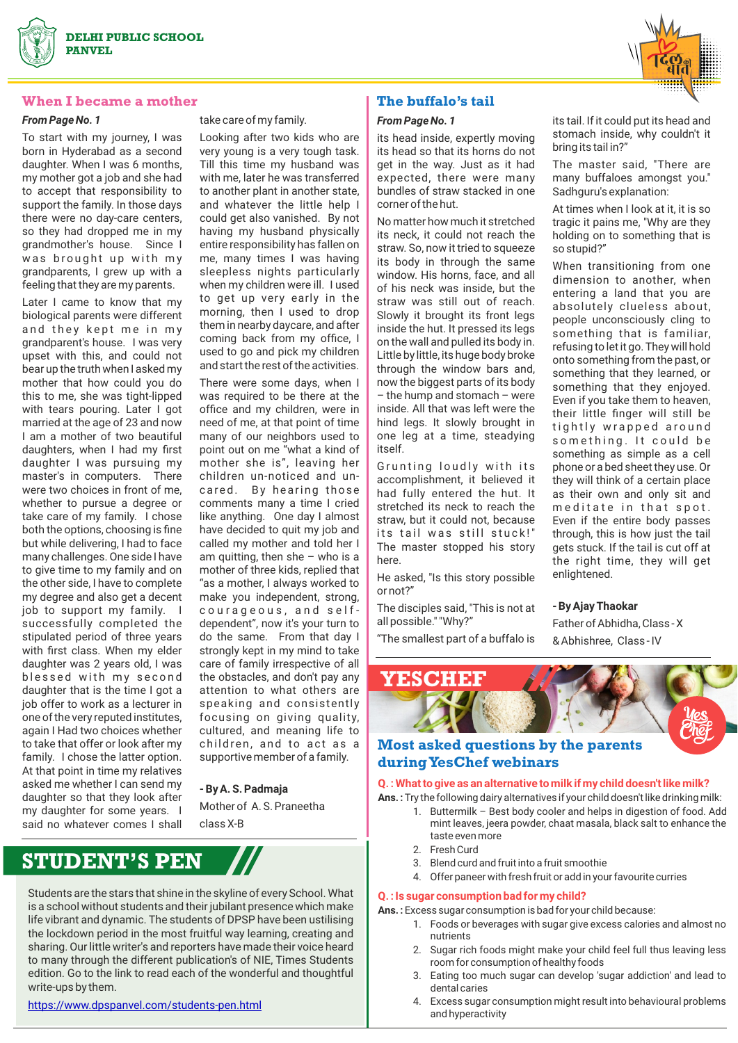## When I became a mother

*From Page No. 1*

To start with my journey, I was born in Hyderabad as a second daughter. When I was 6 months, my mother got a job and she had to accept that responsibility to support the family. In those days there were no day-care centers, so they had dropped me in my grandmother's house. Since I was brought up with my grandparents, I grew up with a feeling that they are my parents.

Later I came to know that my biological parents were different and they kept me in my grandparent's house. I was very upset with this, and could not bear up the truth when I asked my mother that how could you do this to me, she was tight-lipped with tears pouring. Later I got married at the age of 23 and now I am a mother of two beautiful daughters, when I had my first daughter I was pursuing my master's in computers. There were two choices in front of me, whether to pursue a degree or take care of my family. I chose both the options, choosing is fine but while delivering, I had to face many challenges. One side I have to give time to my family and on the other side, I have to complete my degree and also get a decent job to support my family. I successfully completed the stipulated period of three years with first class. When my elder daughter was 2 years old, I was blessed with my second daughter that is the time I got a job offer to work as a lecturer in one of the very reputed institutes, again I Had two choices whether to take that offer or look after my family. I chose the latter option. At that point in time my relatives asked me whether I can send my daughter so that they look after my daughter for some years. I said no whatever comes I shall take care of my family.

Looking after two kids who are very young is a very tough task. Till this time my husband was with me, later he was transferred to another plant in another state, and whatever the little help I could get also vanished. By not having my husband physically entire responsibility has fallen on me, many times I was having sleepless nights particularly when my children were ill. I used to get up very early in the morning, then I used to drop them in nearby daycare, and after coming back from my office, I used to go and pick my children and start the rest of the activities.

There were some days, when I was required to be there at the office and my children, were in need of me, at that point of time many of our neighbors used to point out on me "what a kind of mother she is", leaving her children un-noticed and un-cared. By hearing those comments many a time I cried like anything. One day I almost have decided to quit my job and called my mother and told her I am quitting, then she – who is a mother of three kids, replied that "as a mother, I always worked to make you independent, strong, courageous, and self-dependent", now it's your turn to do the same. From that day I strongly kept in my mind to take care of family irrespective of all the obstacles, and don't pay any attention to what others are speaking and consistently focusing on giving quality, cultured, and meaning life to children, and to act as a supportive member of a family.

**- By A. S. Padmaja**
Mother of A. S. Praneetha
class X-B

## The buffalo's tail

*From Page No. 1*

its head inside, expertly moving its head so that its horns do not get in the way. Just as it had expected, there were many bundles of straw stacked in one corner of the hut.

No matter how much it stretched its neck, it could not reach the straw. So, now it tried to squeeze its body in through the same window. His horns, face, and all of his neck was inside, but the straw was still out of reach. Slowly it brought its front legs inside the hut. It pressed its legs on the wall and pulled its body in. Little by little, its huge body broke through the window bars and, now the biggest parts of its body – the hump and stomach – were inside. All that was left were the hind legs. It slowly brought in one leg at a time, steadying itself.

Grunting loudly with its accomplishment, it believed it had fully entered the hut. It stretched its neck to reach the straw, but it could not, because its tail was still stuck!" The master stopped his story here.

He asked, "Is this story possible or not?"

The disciples said, "This is not at all possible." "Why?"

"The smallest part of a buffalo is its tail. If it could put its head and stomach inside, why couldn't it bring its tail in?"

The master said, "There are many buffaloes amongst you." Sadhguru's explanation:

At times when I look at it, it is so tragic it pains me, "Why are they holding on to something that is so stupid?"

When transitioning from one dimension to another, when entering a land that you are absolutely clueless about, people unconsciously cling to something that is familiar, refusing to let it go. They will hold onto something from the past, or something that they learned, or something that they enjoyed. Even if you take them to heaven, their little finger will still be tightly wrapped around something. It could be something as simple as a cell phone or a bed sheet they use. Or they will think of a certain place as their own and only sit and meditate in that spot. Even if the entire body passes through, this is how just the tail gets stuck. If the tail is cut off at the right time, they will get enlightened.

**- By Ajay Thaokar**
Father of Abhidha, Class - X
& Abhishree, Class - IV

## STUDENT'S PEN

Students are the stars that shine in the skyline of every School. What is a school without students and their jubilant presence which make life vibrant and dynamic. The students of DPSP have been utilising the lockdown period in the most fruitful way learning, creating and sharing. Our little writer's and reporters have made their voice heard to many through the different publication's of NIE, Times Students edition. Go to the link to read each of the wonderful and thoughtful write-ups by them.

https://www.dpspanvel.com/students-pen.html

## YESCHEF

### Most asked questions by the parents during YesChef webinars

**Q. : What to give as an alternative to milk if my child doesn't like milk?**

**Ans. :** Try the following dairy alternatives if your child doesn't like drinking milk:

1. Buttermilk – Best body cooler and helps in digestion of food. Add mint leaves, jeera powder, chaat masala, black salt to enhance the taste even more
2. Fresh Curd
3. Blend curd and fruit into a fruit smoothie
4. Offer paneer with fresh fruit or add in your favourite curries

**Q. : Is sugar consumption bad for my child?**

**Ans. :** Excess sugar consumption is bad for your child because:

1. Foods or beverages with sugar give excess calories and almost no nutrients
2. Sugar rich foods might make your child feel full thus leaving less room for consumption of healthy foods
3. Eating too much sugar can develop 'sugar addiction' and lead to dental caries
4. Excess sugar consumption might result into behavioural problems and hyperactivity